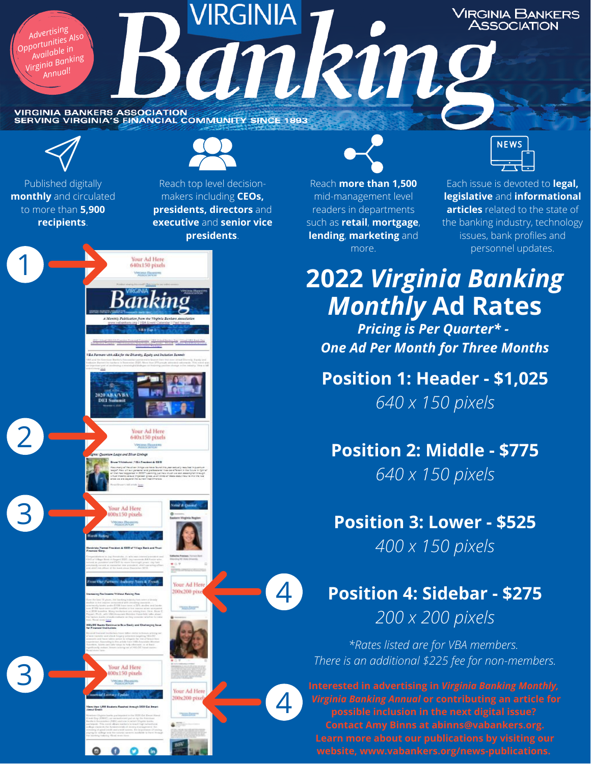# Virginia Banking

Virginia Bankers Association

Advertising Opportunities Also Available in Virginia Banking Annual!

VIRGINIA BANKERS ASSOCIATION
SERVING VIRGINIA'S FINANCIAL COMMUNITY SINCE 1893

Published digitally **monthly** and circulated to more than **5,900 recipients**.

Reach top level decision-makers including **CEOs, presidents, directors** and **executive** and **senior vice presidents**.

Reach **more than 1,500** mid-management level readers in departments such as **retail**, **mortgage**, **lending**, **marketing** and more.

Each issue is devoted to **legal, legislative** and **informational articles** related to the state of the banking industry, technology issues, bank profiles and personnel updates.

## 2022 *Virginia Banking Monthly* Ad Rates

***Pricing is Per Quarter\* - One Ad Per Month for Three Months***

### Position 1: Header - $1,025

*640 x 150 pixels*

### Position 2: Middle - $775

*640 x 150 pixels*

### Position 3: Lower - $525

*400 x 150 pixels*

### Position 4: Sidebar - $275

*200 x 200 pixels*

*\*Rates listed are for VBA members. There is an additional $225 fee for non-members.*

**Interested in advertising in *Virginia Banking Monthly*, *Virginia Banking Annual* or contributing an article for possible inclusion in the next digital issue? Contact Amy Binns at abinns@vabankers.org. Learn more about our publications by visiting our website, www.vabankers.org/news-publications.**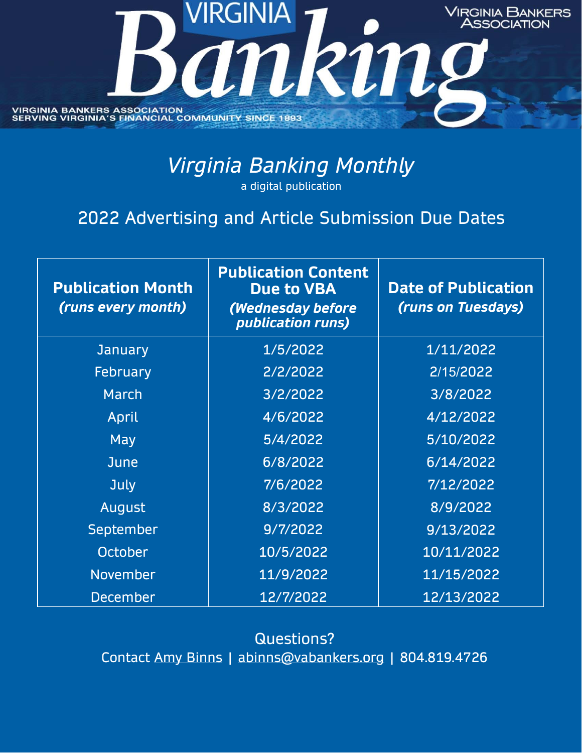VIRGINIA

# Banking

VIRGINIA BANKERS ASSOCIATION

VIRGINIA BANKERS ASSOCIATION
SERVING VIRGINIA'S FINANCIAL COMMUNITY SINCE 1893

## *Virginia Banking Monthly*

a digital publication

## 2022 Advertising and Article Submission Due Dates

| **Publication Month** ***(runs every month)*** | **Publication Content Due to VBA** ***(Wednesday before publication runs)*** | **Date of Publication** ***(runs on Tuesdays)*** |
|---|---|---|
| January | 1/5/2022 | 1/11/2022 |
| February | 2/2/2022 | 2/15/2022 |
| March | 3/2/2022 | 3/8/2022 |
| April | 4/6/2022 | 4/12/2022 |
| May | 5/4/2022 | 5/10/2022 |
| June | 6/8/2022 | 6/14/2022 |
| July | 7/6/2022 | 7/12/2022 |
| August | 8/3/2022 | 8/9/2022 |
| September | 9/7/2022 | 9/13/2022 |
| October | 10/5/2022 | 10/11/2022 |
| November | 11/9/2022 | 11/15/2022 |
| December | 12/7/2022 | 12/13/2022 |

Questions?
Contact Amy Binns | abinns@vabankers.org | 804.819.4726